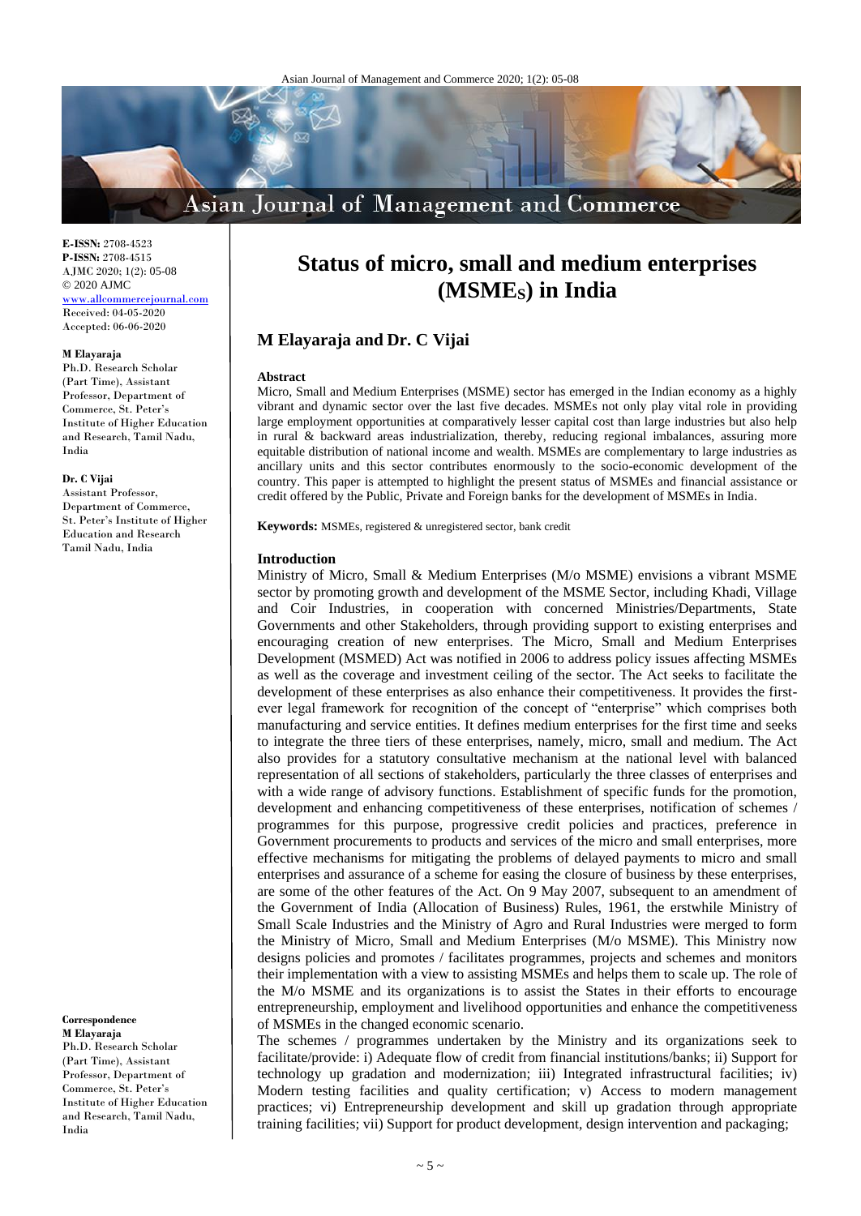E-ISSN: 2708-4523
P-ISSN: 2708-4515
AJMC 2020; 1(2): 05-08
© 2020 AJMC
www.allcommercejournal.com
Received: 04-05-2020
Accepted: 06-06-2020

**M Elayaraja**
Ph.D. Research Scholar (Part Time), Assistant Professor, Department of Commerce, St. Peter's Institute of Higher Education and Research, Tamil Nadu, India

**Dr. C Vijai**
Assistant Professor, Department of Commerce, St. Peter's Institute of Higher Education and Research Tamil Nadu, India

**Correspondence**
**M Elayaraja**
Ph.D. Research Scholar (Part Time), Assistant Professor, Department of Commerce, St. Peter's Institute of Higher Education and Research, Tamil Nadu, India

# Status of micro, small and medium enterprises (MSMEs) in India

## M Elayaraja and Dr. C Vijai

### Abstract

Micro, Small and Medium Enterprises (MSME) sector has emerged in the Indian economy as a highly vibrant and dynamic sector over the last five decades. MSMEs not only play vital role in providing large employment opportunities at comparatively lesser capital cost than large industries but also help in rural & backward areas industrialization, thereby, reducing regional imbalances, assuring more equitable distribution of national income and wealth. MSMEs are complementary to large industries as ancillary units and this sector contributes enormously to the socio-economic development of the country. This paper is attempted to highlight the present status of MSMEs and financial assistance or credit offered by the Public, Private and Foreign banks for the development of MSMEs in India.

**Keywords:** MSMEs, registered & unregistered sector, bank credit

### Introduction

Ministry of Micro, Small & Medium Enterprises (M/o MSME) envisions a vibrant MSME sector by promoting growth and development of the MSME Sector, including Khadi, Village and Coir Industries, in cooperation with concerned Ministries/Departments, State Governments and other Stakeholders, through providing support to existing enterprises and encouraging creation of new enterprises. The Micro, Small and Medium Enterprises Development (MSMED) Act was notified in 2006 to address policy issues affecting MSMEs as well as the coverage and investment ceiling of the sector. The Act seeks to facilitate the development of these enterprises as also enhance their competitiveness. It provides the first-ever legal framework for recognition of the concept of "enterprise" which comprises both manufacturing and service entities. It defines medium enterprises for the first time and seeks to integrate the three tiers of these enterprises, namely, micro, small and medium. The Act also provides for a statutory consultative mechanism at the national level with balanced representation of all sections of stakeholders, particularly the three classes of enterprises and with a wide range of advisory functions. Establishment of specific funds for the promotion, development and enhancing competitiveness of these enterprises, notification of schemes / programmes for this purpose, progressive credit policies and practices, preference in Government procurements to products and services of the micro and small enterprises, more effective mechanisms for mitigating the problems of delayed payments to micro and small enterprises and assurance of a scheme for easing the closure of business by these enterprises, are some of the other features of the Act. On 9 May 2007, subsequent to an amendment of the Government of India (Allocation of Business) Rules, 1961, the erstwhile Ministry of Small Scale Industries and the Ministry of Agro and Rural Industries were merged to form the Ministry of Micro, Small and Medium Enterprises (M/o MSME). This Ministry now designs policies and promotes / facilitates programmes, projects and schemes and monitors their implementation with a view to assisting MSMEs and helps them to scale up. The role of the M/o MSME and its organizations is to assist the States in their efforts to encourage entrepreneurship, employment and livelihood opportunities and enhance the competitiveness of MSMEs in the changed economic scenario.

The schemes / programmes undertaken by the Ministry and its organizations seek to facilitate/provide: i) Adequate flow of credit from financial institutions/banks; ii) Support for technology up gradation and modernization; iii) Integrated infrastructural facilities; iv) Modern testing facilities and quality certification; v) Access to modern management practices; vi) Entrepreneurship development and skill up gradation through appropriate training facilities; vii) Support for product development, design intervention and packaging;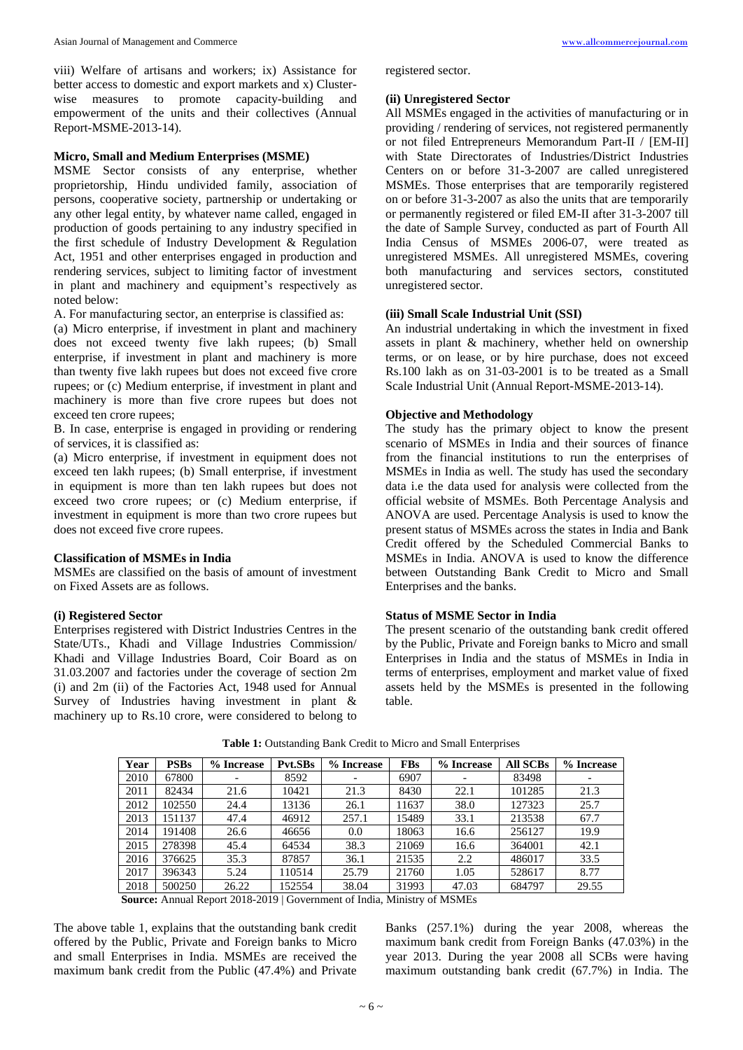viii) Welfare of artisans and workers; ix) Assistance for better access to domestic and export markets and x) Cluster-wise measures to promote capacity-building and empowerment of the units and their collectives (Annual Report-MSME-2013-14).

### Micro, Small and Medium Enterprises (MSME)

MSME Sector consists of any enterprise, whether proprietorship, Hindu undivided family, association of persons, cooperative society, partnership or undertaking or any other legal entity, by whatever name called, engaged in production of goods pertaining to any industry specified in the first schedule of Industry Development & Regulation Act, 1951 and other enterprises engaged in production and rendering services, subject to limiting factor of investment in plant and machinery and equipment's respectively as noted below:

A. For manufacturing sector, an enterprise is classified as:

(a) Micro enterprise, if investment in plant and machinery does not exceed twenty five lakh rupees; (b) Small enterprise, if investment in plant and machinery is more than twenty five lakh rupees but does not exceed five crore rupees; or (c) Medium enterprise, if investment in plant and machinery is more than five crore rupees but does not exceed ten crore rupees;

B. In case, enterprise is engaged in providing or rendering of services, it is classified as:

(a) Micro enterprise, if investment in equipment does not exceed ten lakh rupees; (b) Small enterprise, if investment in equipment is more than ten lakh rupees but does not exceed two crore rupees; or (c) Medium enterprise, if investment in equipment is more than two crore rupees but does not exceed five crore rupees.

### Classification of MSMEs in India

MSMEs are classified on the basis of amount of investment on Fixed Assets are as follows.

#### (i) Registered Sector

Enterprises registered with District Industries Centres in the State/UTs., Khadi and Village Industries Commission/ Khadi and Village Industries Board, Coir Board as on 31.03.2007 and factories under the coverage of section 2m (i) and 2m (ii) of the Factories Act, 1948 used for Annual Survey of Industries having investment in plant & machinery up to Rs.10 crore, were considered to belong to registered sector.

#### (ii) Unregistered Sector

All MSMEs engaged in the activities of manufacturing or in providing / rendering of services, not registered permanently or not filed Entrepreneurs Memorandum Part-II / [EM-II] with State Directorates of Industries/District Industries Centers on or before 31-3-2007 are called unregistered MSMEs. Those enterprises that are temporarily registered on or before 31-3-2007 as also the units that are temporarily or permanently registered or filed EM-II after 31-3-2007 till the date of Sample Survey, conducted as part of Fourth All India Census of MSMEs 2006-07, were treated as unregistered MSMEs. All unregistered MSMEs, covering both manufacturing and services sectors, constituted unregistered sector.

#### (iii) Small Scale Industrial Unit (SSI)

An industrial undertaking in which the investment in fixed assets in plant & machinery, whether held on ownership terms, or on lease, or by hire purchase, does not exceed Rs.100 lakh as on 31-03-2001 is to be treated as a Small Scale Industrial Unit (Annual Report-MSME-2013-14).

### Objective and Methodology

The study has the primary object to know the present scenario of MSMEs in India and their sources of finance from the financial institutions to run the enterprises of MSMEs in India as well. The study has used the secondary data i.e the data used for analysis were collected from the official website of MSMEs. Both Percentage Analysis and ANOVA are used. Percentage Analysis is used to know the present status of MSMEs across the states in India and Bank Credit offered by the Scheduled Commercial Banks to MSMEs in India. ANOVA is used to know the difference between Outstanding Bank Credit to Micro and Small Enterprises and the banks.

### Status of MSME Sector in India

The present scenario of the outstanding bank credit offered by the Public, Private and Foreign banks to Micro and small Enterprises in India and the status of MSMEs in India in terms of enterprises, employment and market value of fixed assets held by the MSMEs is presented in the following table.

**Table 1:** Outstanding Bank Credit to Micro and Small Enterprises

| Year | PSBs | % Increase | Pvt.SBs | % Increase | FBs | % Increase | All SCBs | % Increase |
|---|---|---|---|---|---|---|---|---|
| 2010 | 67800 | - | 8592 | - | 6907 | - | 83498 | - |
| 2011 | 82434 | 21.6 | 10421 | 21.3 | 8430 | 22.1 | 101285 | 21.3 |
| 2012 | 102550 | 24.4 | 13136 | 26.1 | 11637 | 38.0 | 127323 | 25.7 |
| 2013 | 151137 | 47.4 | 46912 | 257.1 | 15489 | 33.1 | 213538 | 67.7 |
| 2014 | 191408 | 26.6 | 46656 | 0.0 | 18063 | 16.6 | 256127 | 19.9 |
| 2015 | 278398 | 45.4 | 64534 | 38.3 | 21069 | 16.6 | 364001 | 42.1 |
| 2016 | 376625 | 35.3 | 87857 | 36.1 | 21535 | 2.2 | 486017 | 33.5 |
| 2017 | 396343 | 5.24 | 110514 | 25.79 | 21760 | 1.05 | 528617 | 8.77 |
| 2018 | 500250 | 26.22 | 152554 | 38.04 | 31993 | 47.03 | 684797 | 29.55 |

**Source:** Annual Report 2018-2019 | Government of India, Ministry of MSMEs

The above table 1, explains that the outstanding bank credit offered by the Public, Private and Foreign banks to Micro and small Enterprises in India. MSMEs are received the maximum bank credit from the Public (47.4%) and Private Banks (257.1%) during the year 2008, whereas the maximum bank credit from Foreign Banks (47.03%) in the year 2013. During the year 2008 all SCBs were having maximum outstanding bank credit (67.7%) in India. The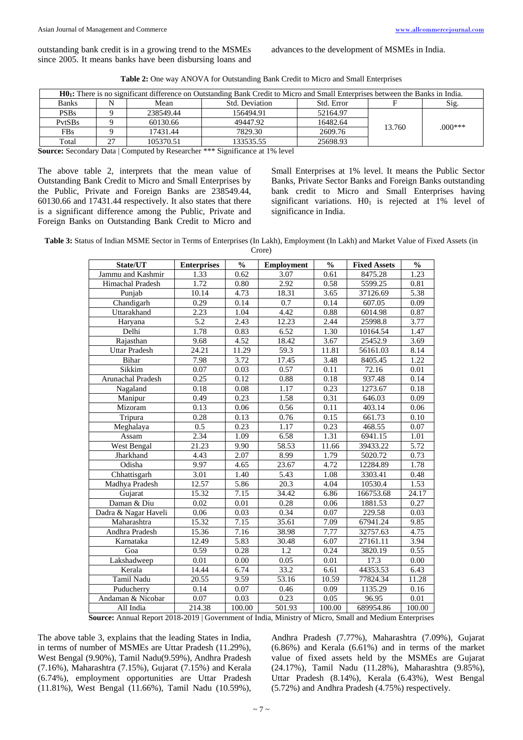outstanding bank credit is in a growing trend to the MSMEs since 2005. It means banks have been disbursing loans and advances to the development of MSMEs in India.

**Table 2:** One way ANOVA for Outstanding Bank Credit to Micro and Small Enterprises

| $H0_1$: There is no significant difference on Outstanding Bank Credit to Micro and Small Enterprises between the Banks in India. | | | | | | |
|---|---|---|---|---|---|---|
| Banks | N | Mean | Std. Deviation | Std. Error | F | Sig. |
| PSBs | 9 | 238549.44 | 156494.91 | 52164.97 | 13.760 | .000*** |
| PvtSBs | 9 | 60130.66 | 49447.92 | 16482.64 | | |
| FBs | 9 | 17431.44 | 7829.30 | 2609.76 | | |
| Total | 27 | 105370.51 | 133535.55 | 25698.93 | | |

**Source:** Secondary Data | Computed by Researcher *** Significance at 1% level

The above table 2, interprets that the mean value of Outstanding Bank Credit to Micro and Small Enterprises by the Public, Private and Foreign Banks are 238549.44, 60130.66 and 17431.44 respectively. It also states that there is a significant difference among the Public, Private and Foreign Banks on Outstanding Bank Credit to Micro and Small Enterprises at 1% level. It means the Public Sector Banks, Private Sector Banks and Foreign Banks outstanding bank credit to Micro and Small Enterprises having significant variations. $H0_1$ is rejected at 1% level of significance in India.

**Table 3:** Status of Indian MSME Sector in Terms of Enterprises (In Lakh), Employment (In Lakh) and Market Value of Fixed Assets (in Crore)

| State/UT | Enterprises | % | Employment | % | Fixed Assets | % |
|---|---|---|---|---|---|---|
| Jammu and Kashmir | 1.33 | 0.62 | 3.07 | 0.61 | 8475.28 | 1.23 |
| Himachal Pradesh | 1.72 | 0.80 | 2.92 | 0.58 | 5599.25 | 0.81 |
| Punjab | 10.14 | 4.73 | 18.31 | 3.65 | 37126.69 | 5.38 |
| Chandigarh | 0.29 | 0.14 | 0.7 | 0.14 | 607.05 | 0.09 |
| Uttarakhand | 2.23 | 1.04 | 4.42 | 0.88 | 6014.98 | 0.87 |
| Haryana | 5.2 | 2.43 | 12.23 | 2.44 | 25998.8 | 3.77 |
| Delhi | 1.78 | 0.83 | 6.52 | 1.30 | 10164.54 | 1.47 |
| Rajasthan | 9.68 | 4.52 | 18.42 | 3.67 | 25452.9 | 3.69 |
| Uttar Pradesh | 24.21 | 11.29 | 59.3 | 11.81 | 56161.03 | 8.14 |
| Bihar | 7.98 | 3.72 | 17.45 | 3.48 | 8405.45 | 1.22 |
| Sikkim | 0.07 | 0.03 | 0.57 | 0.11 | 72.16 | 0.01 |
| Arunachal Pradesh | 0.25 | 0.12 | 0.88 | 0.18 | 937.48 | 0.14 |
| Nagaland | 0.18 | 0.08 | 1.17 | 0.23 | 1273.67 | 0.18 |
| Manipur | 0.49 | 0.23 | 1.58 | 0.31 | 646.03 | 0.09 |
| Mizoram | 0.13 | 0.06 | 0.56 | 0.11 | 403.14 | 0.06 |
| Tripura | 0.28 | 0.13 | 0.76 | 0.15 | 661.73 | 0.10 |
| Meghalaya | 0.5 | 0.23 | 1.17 | 0.23 | 468.55 | 0.07 |
| Assam | 2.34 | 1.09 | 6.58 | 1.31 | 6941.15 | 1.01 |
| West Bengal | 21.23 | 9.90 | 58.53 | 11.66 | 39433.22 | 5.72 |
| Jharkhand | 4.43 | 2.07 | 8.99 | 1.79 | 5020.72 | 0.73 |
| Odisha | 9.97 | 4.65 | 23.67 | 4.72 | 12284.89 | 1.78 |
| Chhattisgarh | 3.01 | 1.40 | 5.43 | 1.08 | 3303.41 | 0.48 |
| Madhya Pradesh | 12.57 | 5.86 | 20.3 | 4.04 | 10530.4 | 1.53 |
| Gujarat | 15.32 | 7.15 | 34.42 | 6.86 | 166753.68 | 24.17 |
| Daman & Diu | 0.02 | 0.01 | 0.28 | 0.06 | 1881.53 | 0.27 |
| Dadra & Nagar Haveli | 0.06 | 0.03 | 0.34 | 0.07 | 229.58 | 0.03 |
| Maharashtra | 15.32 | 7.15 | 35.61 | 7.09 | 67941.24 | 9.85 |
| Andhra Pradesh | 15.36 | 7.16 | 38.98 | 7.77 | 32757.63 | 4.75 |
| Karnataka | 12.49 | 5.83 | 30.48 | 6.07 | 27161.11 | 3.94 |
| Goa | 0.59 | 0.28 | 1.2 | 0.24 | 3820.19 | 0.55 |
| Lakshadweep | 0.01 | 0.00 | 0.05 | 0.01 | 17.3 | 0.00 |
| Kerala | 14.44 | 6.74 | 33.2 | 6.61 | 44353.53 | 6.43 |
| Tamil Nadu | 20.55 | 9.59 | 53.16 | 10.59 | 77824.34 | 11.28 |
| Puducherry | 0.14 | 0.07 | 0.46 | 0.09 | 1135.29 | 0.16 |
| Andaman & Nicobar | 0.07 | 0.03 | 0.23 | 0.05 | 96.95 | 0.01 |
| All India | 214.38 | 100.00 | 501.93 | 100.00 | 689954.86 | 100.00 |

**Source:** Annual Report 2018-2019 | Government of India, Ministry of Micro, Small and Medium Enterprises

The above table 3, explains that the leading States in India, in terms of number of MSMEs are Uttar Pradesh (11.29%), West Bengal (9.90%), Tamil Nadu(9.59%), Andhra Pradesh (7.16%), Maharashtra (7.15%), Gujarat (7.15%) and Kerala (6.74%), employment opportunities are Uttar Pradesh (11.81%), West Bengal (11.66%), Tamil Nadu (10.59%), Andhra Pradesh (7.77%), Maharashtra (7.09%), Gujarat (6.86%) and Kerala (6.61%) and in terms of the market value of fixed assets held by the MSMEs are Gujarat (24.17%), Tamil Nadu (11.28%), Maharashtra (9.85%), Uttar Pradesh (8.14%), Kerala (6.43%), West Bengal (5.72%) and Andhra Pradesh (4.75%) respectively.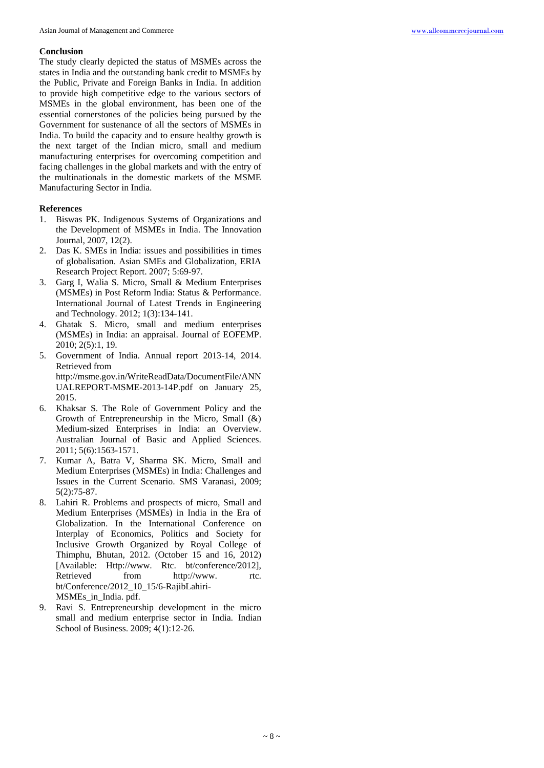## Conclusion

The study clearly depicted the status of MSMEs across the states in India and the outstanding bank credit to MSMEs by the Public, Private and Foreign Banks in India. In addition to provide high competitive edge to the various sectors of MSMEs in the global environment, has been one of the essential cornerstones of the policies being pursued by the Government for sustenance of all the sectors of MSMEs in India. To build the capacity and to ensure healthy growth is the next target of the Indian micro, small and medium manufacturing enterprises for overcoming competition and facing challenges in the global markets and with the entry of the multinationals in the domestic markets of the MSME Manufacturing Sector in India.

## References

1. Biswas PK. Indigenous Systems of Organizations and the Development of MSMEs in India. The Innovation Journal, 2007, 12(2).
2. Das K. SMEs in India: issues and possibilities in times of globalisation. Asian SMEs and Globalization, ERIA Research Project Report. 2007; 5:69-97.
3. Garg I, Walia S. Micro, Small & Medium Enterprises (MSMEs) in Post Reform India: Status & Performance. International Journal of Latest Trends in Engineering and Technology. 2012; 1(3):134-141.
4. Ghatak S. Micro, small and medium enterprises (MSMEs) in India: an appraisal. Journal of EOFEMP. 2010; 2(5):1, 19.
5. Government of India. Annual report 2013-14, 2014. Retrieved from http://msme.gov.in/WriteReadData/DocumentFile/ANNUALREPORT-MSME-2013-14P.pdf on January 25, 2015.
6. Khaksar S. The Role of Government Policy and the Growth of Entrepreneurship in the Micro, Small (&) Medium-sized Enterprises in India: an Overview. Australian Journal of Basic and Applied Sciences. 2011; 5(6):1563-1571.
7. Kumar A, Batra V, Sharma SK. Micro, Small and Medium Enterprises (MSMEs) in India: Challenges and Issues in the Current Scenario. SMS Varanasi, 2009; 5(2):75-87.
8. Lahiri R. Problems and prospects of micro, Small and Medium Enterprises (MSMEs) in India in the Era of Globalization. In the International Conference on Interplay of Economics, Politics and Society for Inclusive Growth Organized by Royal College of Thimphu, Bhutan, 2012. (October 15 and 16, 2012) [Available: Http://www. Rtc. bt/conference/2012], Retrieved from http://www. rtc. bt/Conference/2012_10_15/6-RajibLahiri-MSMEs_in_India. pdf.
9. Ravi S. Entrepreneurship development in the micro small and medium enterprise sector in India. Indian School of Business. 2009; 4(1):12-26.